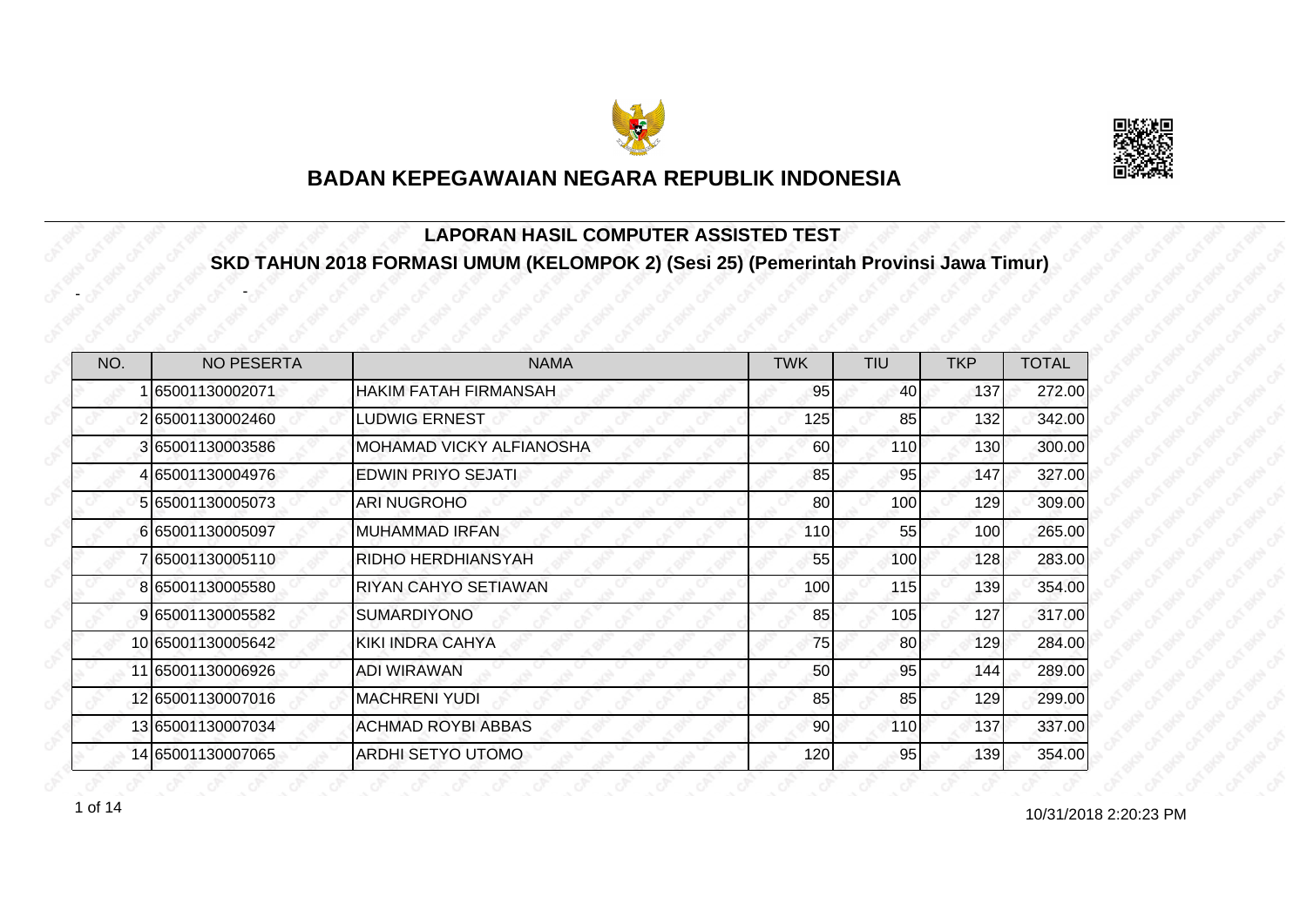# BADAN KEPEGAWAIAN NEGARA REPUBLIK INDONESIA

## LAPORAN HASIL COMPUTER ASSISTED TEST

## SKD TAHUN 2018 FORMASI UMUM (KELOMPOK 2) (Sesi 25) (Pemerintah Provinsi Jawa Timur)

- -

| NO. | NO PESERTA | NAMA | TWK | TIU | TKP | TOTAL |
|---|---|---|---|---|---|---|
| 1 | 65001130002071 | HAKIM FATAH FIRMANSAH | 95 | 40 | 137 | 272.00 |
| 2 | 65001130002460 | LUDWIG ERNEST | 125 | 85 | 132 | 342.00 |
| 3 | 65001130003586 | MOHAMAD VICKY ALFIANOSHA | 60 | 110 | 130 | 300.00 |
| 4 | 65001130004976 | EDWIN PRIYO SEJATI | 85 | 95 | 147 | 327.00 |
| 5 | 65001130005073 | ARI NUGROHO | 80 | 100 | 129 | 309.00 |
| 6 | 65001130005097 | MUHAMMAD IRFAN | 110 | 55 | 100 | 265.00 |
| 7 | 65001130005110 | RIDHO HERDHIANSYAH | 55 | 100 | 128 | 283.00 |
| 8 | 65001130005580 | RIYAN CAHYO SETIAWAN | 100 | 115 | 139 | 354.00 |
| 9 | 65001130005582 | SUMARDIYONO | 85 | 105 | 127 | 317.00 |
| 10 | 65001130005642 | KIKI INDRA CAHYA | 75 | 80 | 129 | 284.00 |
| 11 | 65001130006926 | ADI WIRAWAN | 50 | 95 | 144 | 289.00 |
| 12 | 65001130007016 | MACHRENI YUDI | 85 | 85 | 129 | 299.00 |
| 13 | 65001130007034 | ACHMAD ROYBI ABBAS | 90 | 110 | 137 | 337.00 |
| 14 | 65001130007065 | ARDHI SETYO UTOMO | 120 | 95 | 139 | 354.00 |

10/31/2018 2:20:23 PM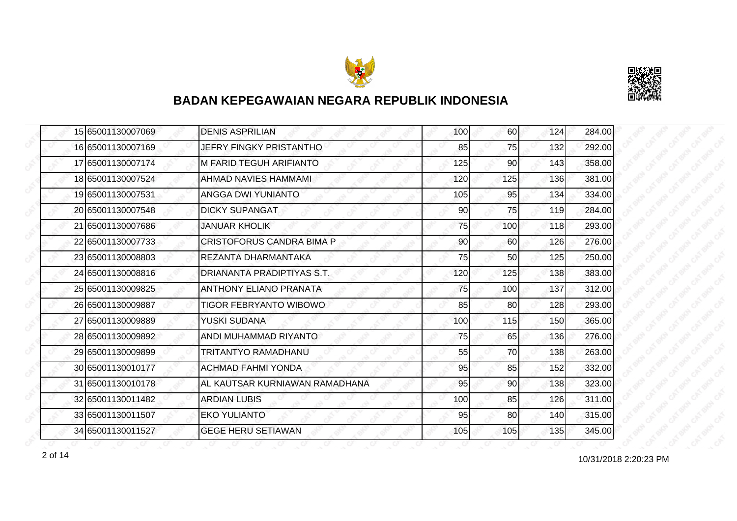# BADAN KEPEGAWAIAN NEGARA REPUBLIK INDONESIA

| | | | | | | |
|---|---|---|---|---|---|---|
| 15 | 65001130007069 | DENIS ASPRILIAN | 100 | 60 | 124 | 284.00 |
| 16 | 65001130007169 | JEFRY FINGKY PRISTANTHO | 85 | 75 | 132 | 292.00 |
| 17 | 65001130007174 | M FARID TEGUH ARIFIANTO | 125 | 90 | 143 | 358.00 |
| 18 | 65001130007524 | AHMAD NAVIES HAMMAMI | 120 | 125 | 136 | 381.00 |
| 19 | 65001130007531 | ANGGA DWI YUNIANTO | 105 | 95 | 134 | 334.00 |
| 20 | 65001130007548 | DICKY SUPANGAT | 90 | 75 | 119 | 284.00 |
| 21 | 65001130007686 | JANUAR KHOLIK | 75 | 100 | 118 | 293.00 |
| 22 | 65001130007733 | CRISTOFORUS CANDRA BIMA P | 90 | 60 | 126 | 276.00 |
| 23 | 65001130008803 | REZANTA DHARMANTAKA | 75 | 50 | 125 | 250.00 |
| 24 | 65001130008816 | DRIANANTA PRADIPTIYAS S.T. | 120 | 125 | 138 | 383.00 |
| 25 | 65001130009825 | ANTHONY ELIANO PRANATA | 75 | 100 | 137 | 312.00 |
| 26 | 65001130009887 | TIGOR FEBRYANTO WIBOWO | 85 | 80 | 128 | 293.00 |
| 27 | 65001130009889 | YUSKI SUDANA | 100 | 115 | 150 | 365.00 |
| 28 | 65001130009892 | ANDI MUHAMMAD RIYANTO | 75 | 65 | 136 | 276.00 |
| 29 | 65001130009899 | TRITANTYO RAMADHANU | 55 | 70 | 138 | 263.00 |
| 30 | 65001130010177 | ACHMAD FAHMI YONDA | 95 | 85 | 152 | 332.00 |
| 31 | 65001130010178 | AL KAUTSAR KURNIAWAN RAMADHANA | 95 | 90 | 138 | 323.00 |
| 32 | 65001130011482 | ARDIAN LUBIS | 100 | 85 | 126 | 311.00 |
| 33 | 65001130011507 | EKO YULIANTO | 95 | 80 | 140 | 315.00 |
| 34 | 65001130011527 | GEGE HERU SETIAWAN | 105 | 105 | 135 | 345.00 |

10/31/2018 2:20:23 PM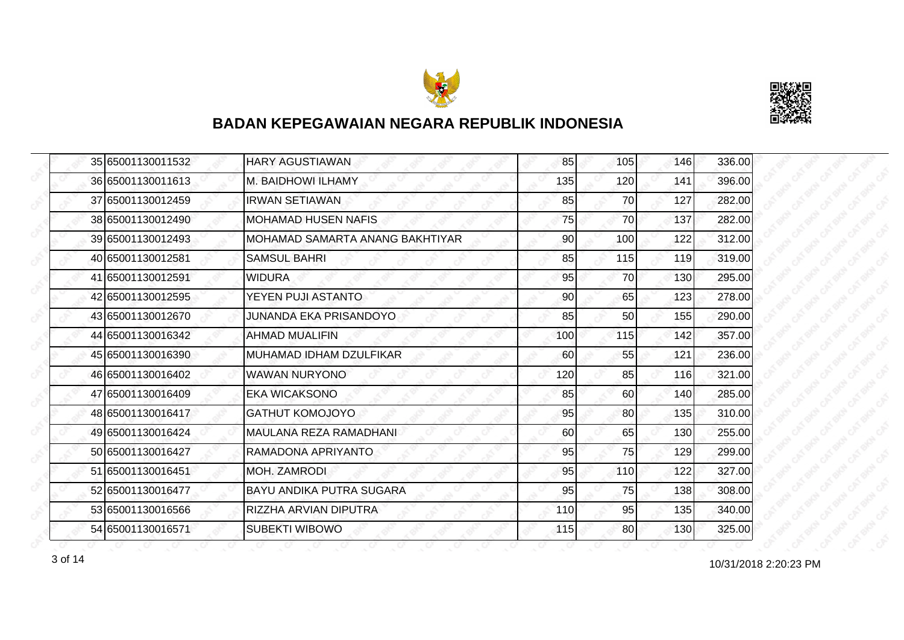## BADAN KEPEGAWAIAN NEGARA REPUBLIK INDONESIA

| | | | | | | |
|---|---|---|---|---|---|---|
| 35 | 65001130011532 | HARY AGUSTIAWAN | 85 | 105 | 146 | 336.00 |
| 36 | 65001130011613 | M. BAIDHOWI ILHAMY | 135 | 120 | 141 | 396.00 |
| 37 | 65001130012459 | IRWAN SETIAWAN | 85 | 70 | 127 | 282.00 |
| 38 | 65001130012490 | MOHAMAD HUSEN NAFIS | 75 | 70 | 137 | 282.00 |
| 39 | 65001130012493 | MOHAMAD SAMARTA ANANG BAKHTIYAR | 90 | 100 | 122 | 312.00 |
| 40 | 65001130012581 | SAMSUL BAHRI | 85 | 115 | 119 | 319.00 |
| 41 | 65001130012591 | WIDURA | 95 | 70 | 130 | 295.00 |
| 42 | 65001130012595 | YEYEN PUJI ASTANTO | 90 | 65 | 123 | 278.00 |
| 43 | 65001130012670 | JUNANDA EKA PRISANDOYO | 85 | 50 | 155 | 290.00 |
| 44 | 65001130016342 | AHMAD MUALIFIN | 100 | 115 | 142 | 357.00 |
| 45 | 65001130016390 | MUHAMAD IDHAM DZULFIKAR | 60 | 55 | 121 | 236.00 |
| 46 | 65001130016402 | WAWAN NURYONO | 120 | 85 | 116 | 321.00 |
| 47 | 65001130016409 | EKA WICAKSONO | 85 | 60 | 140 | 285.00 |
| 48 | 65001130016417 | GATHUT KOMOJOYO | 95 | 80 | 135 | 310.00 |
| 49 | 65001130016424 | MAULANA REZA RAMADHANI | 60 | 65 | 130 | 255.00 |
| 50 | 65001130016427 | RAMADONA APRIYANTO | 95 | 75 | 129 | 299.00 |
| 51 | 65001130016451 | MOH. ZAMRODI | 95 | 110 | 122 | 327.00 |
| 52 | 65001130016477 | BAYU ANDIKA PUTRA SUGARA | 95 | 75 | 138 | 308.00 |
| 53 | 65001130016566 | RIZZHA ARVIAN DIPUTRA | 110 | 95 | 135 | 340.00 |
| 54 | 65001130016571 | SUBEKTI WIBOWO | 115 | 80 | 130 | 325.00 |

10/31/2018 2:20:23 PM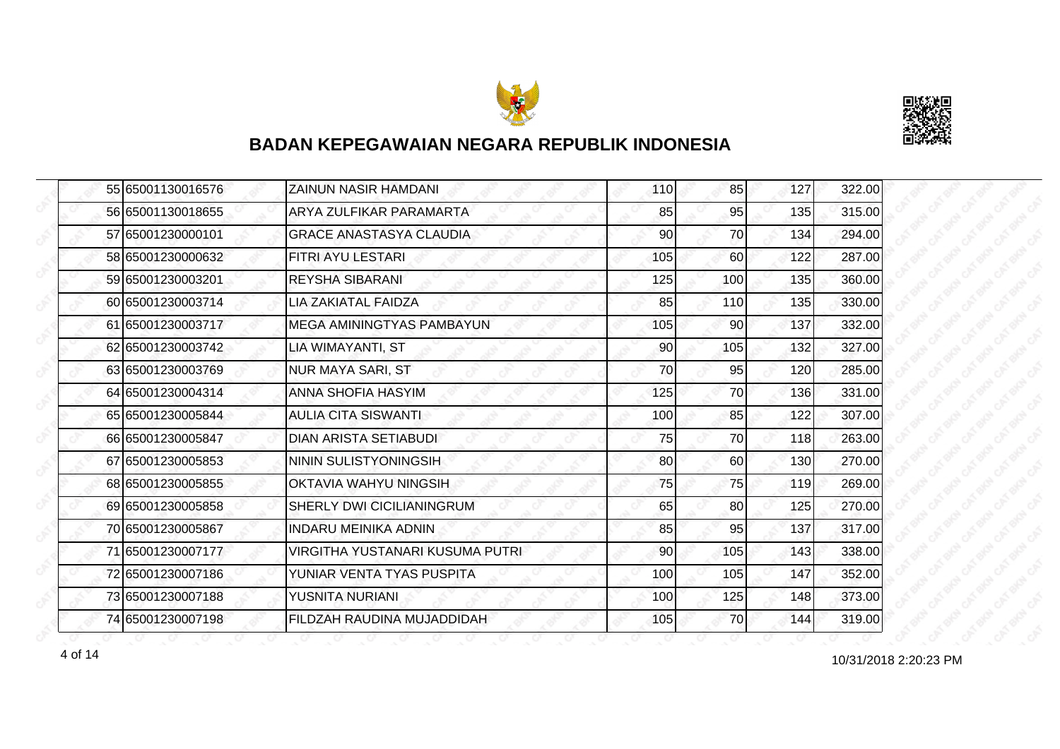## BADAN KEPEGAWAIAN NEGARA REPUBLIK INDONESIA

| | | | | | | |
|---|---|---|---|---|---|---|
| 55 | 65001130016576 | ZAINUN NASIR HAMDANI | 110 | 85 | 127 | 322.00 |
| 56 | 65001130018655 | ARYA ZULFIKAR PARAMARTA | 85 | 95 | 135 | 315.00 |
| 57 | 65001230000101 | GRACE ANASTASYA CLAUDIA | 90 | 70 | 134 | 294.00 |
| 58 | 65001230000632 | FITRI AYU LESTARI | 105 | 60 | 122 | 287.00 |
| 59 | 65001230003201 | REYSHA SIBARANI | 125 | 100 | 135 | 360.00 |
| 60 | 65001230003714 | LIA ZAKIATAL FAIDZA | 85 | 110 | 135 | 330.00 |
| 61 | 65001230003717 | MEGA AMININGTYAS PAMBAYUN | 105 | 90 | 137 | 332.00 |
| 62 | 65001230003742 | LIA WIMAYANTI, ST | 90 | 105 | 132 | 327.00 |
| 63 | 65001230003769 | NUR MAYA SARI, ST | 70 | 95 | 120 | 285.00 |
| 64 | 65001230004314 | ANNA SHOFIA HASYIM | 125 | 70 | 136 | 331.00 |
| 65 | 65001230005844 | AULIA CITA SISWANTI | 100 | 85 | 122 | 307.00 |
| 66 | 65001230005847 | DIAN ARISTA SETIABUDI | 75 | 70 | 118 | 263.00 |
| 67 | 65001230005853 | NININ SULISTYONINGSIH | 80 | 60 | 130 | 270.00 |
| 68 | 65001230005855 | OKTAVIA WAHYU NINGSIH | 75 | 75 | 119 | 269.00 |
| 69 | 65001230005858 | SHERLY DWI CICILIANINGRUM | 65 | 80 | 125 | 270.00 |
| 70 | 65001230005867 | INDARU MEINIKA ADNIN | 85 | 95 | 137 | 317.00 |
| 71 | 65001230007177 | VIRGITHA YUSTANARI KUSUMA PUTRI | 90 | 105 | 143 | 338.00 |
| 72 | 65001230007186 | YUNIAR VENTA TYAS PUSPITA | 100 | 105 | 147 | 352.00 |
| 73 | 65001230007188 | YUSNITA NURIANI | 100 | 125 | 148 | 373.00 |
| 74 | 65001230007198 | FILDZAH RAUDINA MUJADDIDAH | 105 | 70 | 144 | 319.00 |

10/31/2018 2:20:23 PM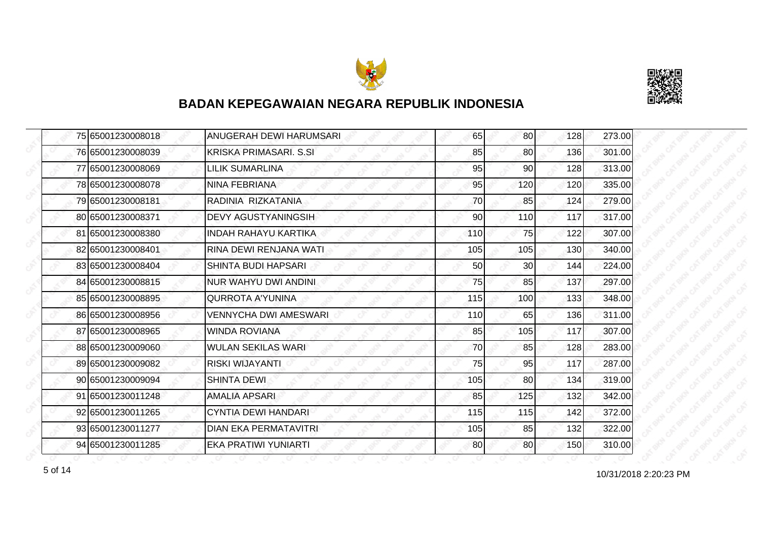## BADAN KEPEGAWAIAN NEGARA REPUBLIK INDONESIA

| | | | | | | |
|---|---|---|---|---|---|---|
| 75 | 65001230008018 | ANUGERAH DEWI HARUMSARI | 65 | 80 | 128 | 273.00 |
| 76 | 65001230008039 | KRISKA PRIMASARI. S.SI | 85 | 80 | 136 | 301.00 |
| 77 | 65001230008069 | LILIK SUMARLINA | 95 | 90 | 128 | 313.00 |
| 78 | 65001230008078 | NINA FEBRIANA | 95 | 120 | 120 | 335.00 |
| 79 | 65001230008181 | RADINIA RIZKATANIA | 70 | 85 | 124 | 279.00 |
| 80 | 65001230008371 | DEVY AGUSTYANINGSIH | 90 | 110 | 117 | 317.00 |
| 81 | 65001230008380 | INDAH RAHAYU KARTIKA | 110 | 75 | 122 | 307.00 |
| 82 | 65001230008401 | RINA DEWI RENJANA WATI | 105 | 105 | 130 | 340.00 |
| 83 | 65001230008404 | SHINTA BUDI HAPSARI | 50 | 30 | 144 | 224.00 |
| 84 | 65001230008815 | NUR WAHYU DWI ANDINI | 75 | 85 | 137 | 297.00 |
| 85 | 65001230008895 | QURROTA A'YUNINA | 115 | 100 | 133 | 348.00 |
| 86 | 65001230008956 | VENNYCHA DWI AMESWARI | 110 | 65 | 136 | 311.00 |
| 87 | 65001230008965 | WINDA ROVIANA | 85 | 105 | 117 | 307.00 |
| 88 | 65001230009060 | WULAN SEKILAS WARI | 70 | 85 | 128 | 283.00 |
| 89 | 65001230009082 | RISKI WIJAYANTI | 75 | 95 | 117 | 287.00 |
| 90 | 65001230009094 | SHINTA DEWI | 105 | 80 | 134 | 319.00 |
| 91 | 65001230011248 | AMALIA APSARI | 85 | 125 | 132 | 342.00 |
| 92 | 65001230011265 | CYNTIA DEWI HANDARI | 115 | 115 | 142 | 372.00 |
| 93 | 65001230011277 | DIAN EKA PERMATAVITRI | 105 | 85 | 132 | 322.00 |
| 94 | 65001230011285 | EKA PRATIWI YUNIARTI | 80 | 80 | 150 | 310.00 |

10/31/2018 2:20:23 PM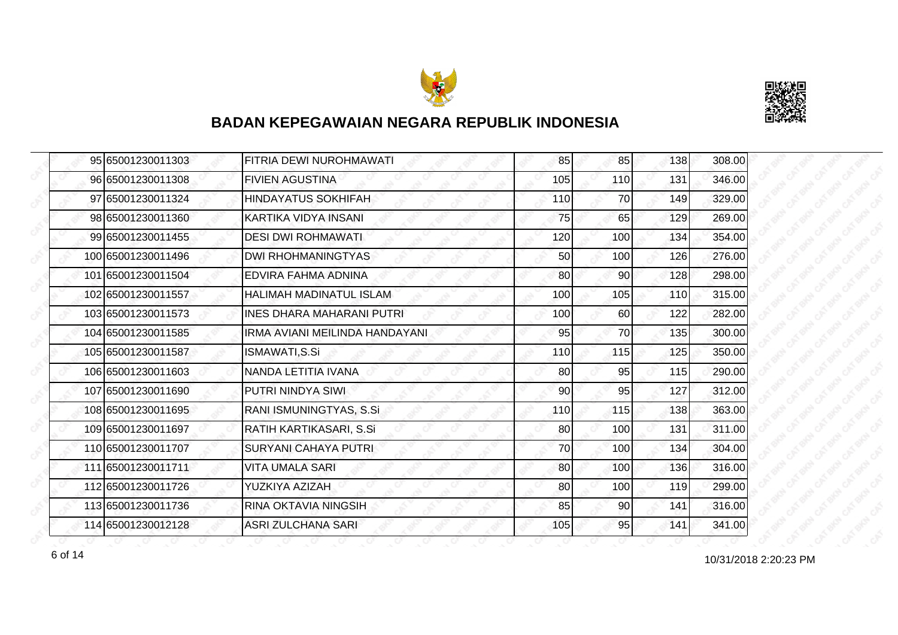# BADAN KEPEGAWAIAN NEGARA REPUBLIK INDONESIA

| | | | | | | |
|---|---|---|---|---|---|---|
| 95 | 65001230011303 | FITRIA DEWI NUROHMAWATI | 85 | 85 | 138 | 308.00 |
| 96 | 65001230011308 | FIVIEN AGUSTINA | 105 | 110 | 131 | 346.00 |
| 97 | 65001230011324 | HINDAYATUS SOKHIFAH | 110 | 70 | 149 | 329.00 |
| 98 | 65001230011360 | KARTIKA VIDYA INSANI | 75 | 65 | 129 | 269.00 |
| 99 | 65001230011455 | DESI DWI ROHMAWATI | 120 | 100 | 134 | 354.00 |
| 100 | 65001230011496 | DWI RHOHMANINGTYAS | 50 | 100 | 126 | 276.00 |
| 101 | 65001230011504 | EDVIRA FAHMA ADNINA | 80 | 90 | 128 | 298.00 |
| 102 | 65001230011557 | HALIMAH MADINATUL ISLAM | 100 | 105 | 110 | 315.00 |
| 103 | 65001230011573 | INES DHARA MAHARANI PUTRI | 100 | 60 | 122 | 282.00 |
| 104 | 65001230011585 | IRMA AVIANI MEILINDA HANDAYANI | 95 | 70 | 135 | 300.00 |
| 105 | 65001230011587 | ISMAWATI,S.Si | 110 | 115 | 125 | 350.00 |
| 106 | 65001230011603 | NANDA LETITIA IVANA | 80 | 95 | 115 | 290.00 |
| 107 | 65001230011690 | PUTRI NINDYA SIWI | 90 | 95 | 127 | 312.00 |
| 108 | 65001230011695 | RANI ISMUNINGTYAS, S.Si | 110 | 115 | 138 | 363.00 |
| 109 | 65001230011697 | RATIH KARTIKASARI, S.Si | 80 | 100 | 131 | 311.00 |
| 110 | 65001230011707 | SURYANI CAHAYA PUTRI | 70 | 100 | 134 | 304.00 |
| 111 | 65001230011711 | VITA UMALA SARI | 80 | 100 | 136 | 316.00 |
| 112 | 65001230011726 | YUZKIYA AZIZAH | 80 | 100 | 119 | 299.00 |
| 113 | 65001230011736 | RINA OKTAVIA NINGSIH | 85 | 90 | 141 | 316.00 |
| 114 | 65001230012128 | ASRI ZULCHANA SARI | 105 | 95 | 141 | 341.00 |

10/31/2018 2:20:23 PM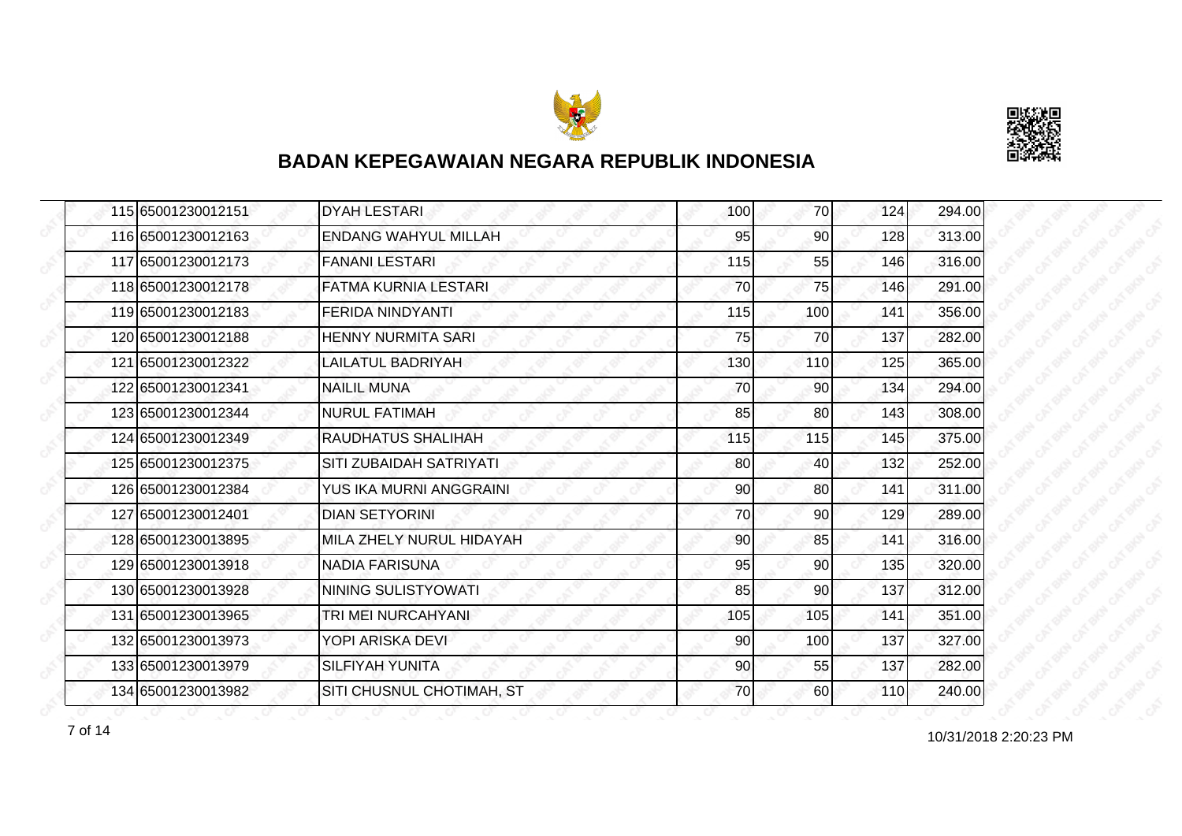# BADAN KEPEGAWAIAN NEGARA REPUBLIK INDONESIA

| | | | | | | |
|---|---|---|---|---|---|---|
| 115 | 65001230012151 | DYAH LESTARI | 100 | 70 | 124 | 294.00 |
| 116 | 65001230012163 | ENDANG WAHYUL MILLAH | 95 | 90 | 128 | 313.00 |
| 117 | 65001230012173 | FANANI LESTARI | 115 | 55 | 146 | 316.00 |
| 118 | 65001230012178 | FATMA KURNIA LESTARI | 70 | 75 | 146 | 291.00 |
| 119 | 65001230012183 | FERIDA NINDYANTI | 115 | 100 | 141 | 356.00 |
| 120 | 65001230012188 | HENNY NURMITA SARI | 75 | 70 | 137 | 282.00 |
| 121 | 65001230012322 | LAILATUL BADRIYAH | 130 | 110 | 125 | 365.00 |
| 122 | 65001230012341 | NAILIL MUNA | 70 | 90 | 134 | 294.00 |
| 123 | 65001230012344 | NURUL FATIMAH | 85 | 80 | 143 | 308.00 |
| 124 | 65001230012349 | RAUDHATUS SHALIHAH | 115 | 115 | 145 | 375.00 |
| 125 | 65001230012375 | SITI ZUBAIDAH SATRIYATI | 80 | 40 | 132 | 252.00 |
| 126 | 65001230012384 | YUS IKA MURNI ANGGRAINI | 90 | 80 | 141 | 311.00 |
| 127 | 65001230012401 | DIAN SETYORINI | 70 | 90 | 129 | 289.00 |
| 128 | 65001230013895 | MILA ZHELY NURUL HIDAYAH | 90 | 85 | 141 | 316.00 |
| 129 | 65001230013918 | NADIA FARISUNA | 95 | 90 | 135 | 320.00 |
| 130 | 65001230013928 | NINING SULISTYOWATI | 85 | 90 | 137 | 312.00 |
| 131 | 65001230013965 | TRI MEI NURCAHYANI | 105 | 105 | 141 | 351.00 |
| 132 | 65001230013973 | YOPI ARISKA DEVI | 90 | 100 | 137 | 327.00 |
| 133 | 65001230013979 | SILFIYAH YUNITA | 90 | 55 | 137 | 282.00 |
| 134 | 65001230013982 | SITI CHUSNUL CHOTIMAH, ST | 70 | 60 | 110 | 240.00 |

10/31/2018 2:20:23 PM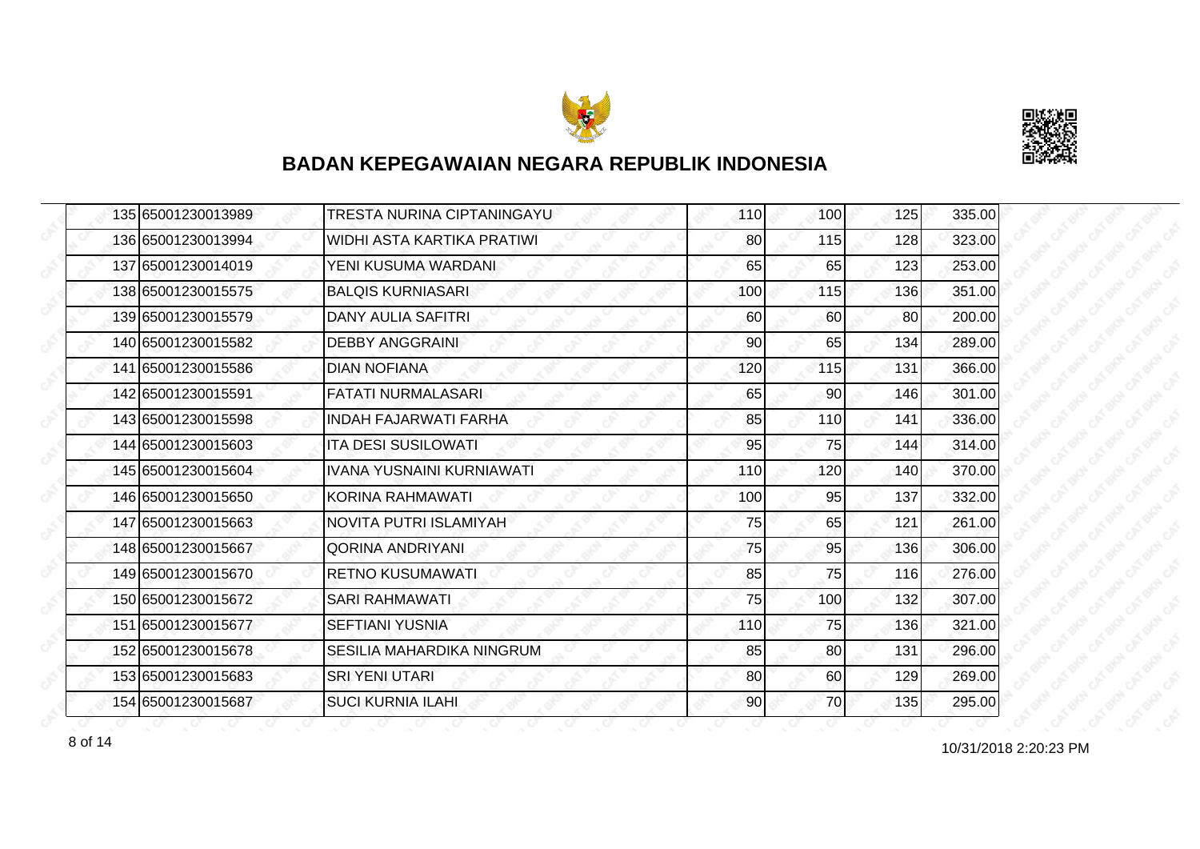# BADAN KEPEGAWAIAN NEGARA REPUBLIK INDONESIA

| | | | | | | |
|---|---|---|---|---|---|---|
| 135 | 65001230013989 | TRESTA NURINA CIPTANINGAYU | 110 | 100 | 125 | 335.00 |
| 136 | 65001230013994 | WIDHI ASTA KARTIKA PRATIWI | 80 | 115 | 128 | 323.00 |
| 137 | 65001230014019 | YENI KUSUMA WARDANI | 65 | 65 | 123 | 253.00 |
| 138 | 65001230015575 | BALQIS KURNIASARI | 100 | 115 | 136 | 351.00 |
| 139 | 65001230015579 | DANY AULIA SAFITRI | 60 | 60 | 80 | 200.00 |
| 140 | 65001230015582 | DEBBY ANGGRAINI | 90 | 65 | 134 | 289.00 |
| 141 | 65001230015586 | DIAN NOFIANA | 120 | 115 | 131 | 366.00 |
| 142 | 65001230015591 | FATATI NURMALASARI | 65 | 90 | 146 | 301.00 |
| 143 | 65001230015598 | INDAH FAJARWATI FARHA | 85 | 110 | 141 | 336.00 |
| 144 | 65001230015603 | ITA DESI SUSILOWATI | 95 | 75 | 144 | 314.00 |
| 145 | 65001230015604 | IVANA YUSNAINI KURNIAWATI | 110 | 120 | 140 | 370.00 |
| 146 | 65001230015650 | KORINA RAHMAWATI | 100 | 95 | 137 | 332.00 |
| 147 | 65001230015663 | NOVITA PUTRI ISLAMIYAH | 75 | 65 | 121 | 261.00 |
| 148 | 65001230015667 | QORINA ANDRIYANI | 75 | 95 | 136 | 306.00 |
| 149 | 65001230015670 | RETNO KUSUMAWATI | 85 | 75 | 116 | 276.00 |
| 150 | 65001230015672 | SARI RAHMAWATI | 75 | 100 | 132 | 307.00 |
| 151 | 65001230015677 | SEFTIANI YUSNIA | 110 | 75 | 136 | 321.00 |
| 152 | 65001230015678 | SESILIA MAHARDIKA NINGRUM | 85 | 80 | 131 | 296.00 |
| 153 | 65001230015683 | SRI YENI UTARI | 80 | 60 | 129 | 269.00 |
| 154 | 65001230015687 | SUCI KURNIA ILAHI | 90 | 70 | 135 | 295.00 |

10/31/2018 2:20:23 PM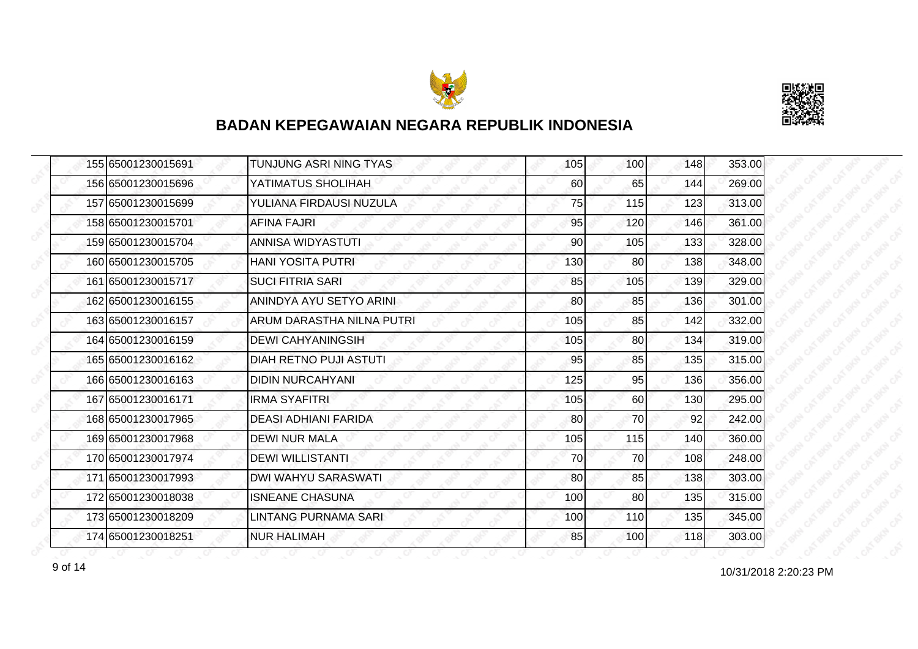# BADAN KEPEGAWAIAN NEGARA REPUBLIK INDONESIA

| | | | | | | |
|---|---|---|---|---|---|---|
| 155 | 65001230015691 | TUNJUNG ASRI NING TYAS | 105 | 100 | 148 | 353.00 |
| 156 | 65001230015696 | YATIMATUS SHOLIHAH | 60 | 65 | 144 | 269.00 |
| 157 | 65001230015699 | YULIANA FIRDAUSI NUZULA | 75 | 115 | 123 | 313.00 |
| 158 | 65001230015701 | AFINA FAJRI | 95 | 120 | 146 | 361.00 |
| 159 | 65001230015704 | ANNISA WIDYASTUTI | 90 | 105 | 133 | 328.00 |
| 160 | 65001230015705 | HANI YOSITA PUTRI | 130 | 80 | 138 | 348.00 |
| 161 | 65001230015717 | SUCI FITRIA SARI | 85 | 105 | 139 | 329.00 |
| 162 | 65001230016155 | ANINDYA AYU SETYO ARINI | 80 | 85 | 136 | 301.00 |
| 163 | 65001230016157 | ARUM DARASTHA NILNA PUTRI | 105 | 85 | 142 | 332.00 |
| 164 | 65001230016159 | DEWI CAHYANINGSIH | 105 | 80 | 134 | 319.00 |
| 165 | 65001230016162 | DIAH RETNO PUJI ASTUTI | 95 | 85 | 135 | 315.00 |
| 166 | 65001230016163 | DIDIN NURCAHYANI | 125 | 95 | 136 | 356.00 |
| 167 | 65001230016171 | IRMA SYAFITRI | 105 | 60 | 130 | 295.00 |
| 168 | 65001230017965 | DEASI ADHIANI FARIDA | 80 | 70 | 92 | 242.00 |
| 169 | 65001230017968 | DEWI NUR MALA | 105 | 115 | 140 | 360.00 |
| 170 | 65001230017974 | DEWI WILLISTANTI | 70 | 70 | 108 | 248.00 |
| 171 | 65001230017993 | DWI WAHYU SARASWATI | 80 | 85 | 138 | 303.00 |
| 172 | 65001230018038 | ISNEANE CHASUNA | 100 | 80 | 135 | 315.00 |
| 173 | 65001230018209 | LINTANG PURNAMA SARI | 100 | 110 | 135 | 345.00 |
| 174 | 65001230018251 | NUR HALIMAH | 85 | 100 | 118 | 303.00 |

10/31/2018 2:20:23 PM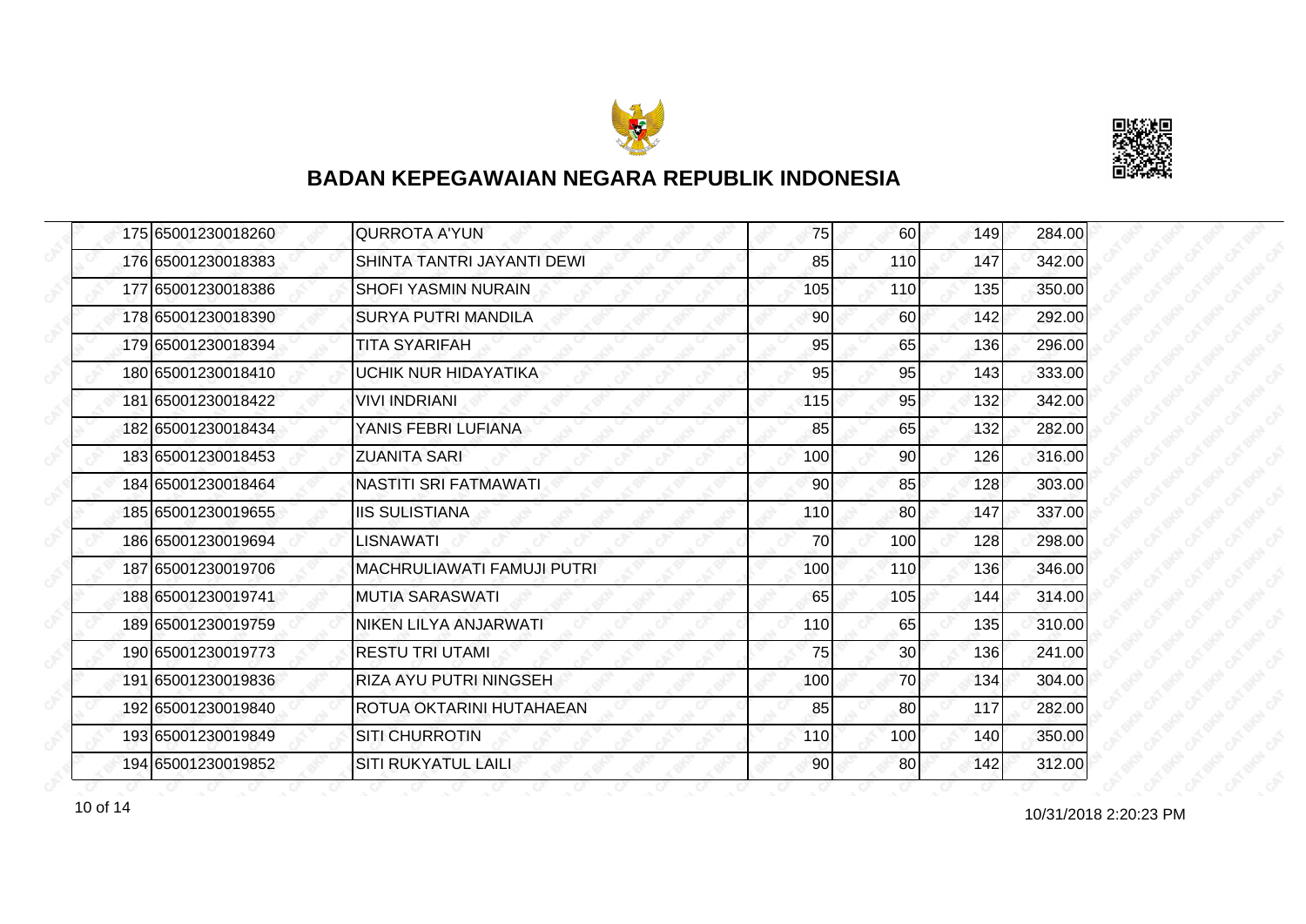## BADAN KEPEGAWAIAN NEGARA REPUBLIK INDONESIA

| | | | | | | |
|---|---|---|---|---|---|---|
| 175 | 65001230018260 | QURROTA A'YUN | 75 | 60 | 149 | 284.00 |
| 176 | 65001230018383 | SHINTA TANTRI JAYANTI DEWI | 85 | 110 | 147 | 342.00 |
| 177 | 65001230018386 | SHOFI YASMIN NURAIN | 105 | 110 | 135 | 350.00 |
| 178 | 65001230018390 | SURYA PUTRI MANDILA | 90 | 60 | 142 | 292.00 |
| 179 | 65001230018394 | TITA SYARIFAH | 95 | 65 | 136 | 296.00 |
| 180 | 65001230018410 | UCHIK NUR HIDAYATIKA | 95 | 95 | 143 | 333.00 |
| 181 | 65001230018422 | VIVI INDRIANI | 115 | 95 | 132 | 342.00 |
| 182 | 65001230018434 | YANIS FEBRI LUFIANA | 85 | 65 | 132 | 282.00 |
| 183 | 65001230018453 | ZUANITA SARI | 100 | 90 | 126 | 316.00 |
| 184 | 65001230018464 | NASTITI SRI FATMAWATI | 90 | 85 | 128 | 303.00 |
| 185 | 65001230019655 | IIS SULISTIANA | 110 | 80 | 147 | 337.00 |
| 186 | 65001230019694 | LISNAWATI | 70 | 100 | 128 | 298.00 |
| 187 | 65001230019706 | MACHRULIAWATI FAMUJI PUTRI | 100 | 110 | 136 | 346.00 |
| 188 | 65001230019741 | MUTIA SARASWATI | 65 | 105 | 144 | 314.00 |
| 189 | 65001230019759 | NIKEN LILYA ANJARWATI | 110 | 65 | 135 | 310.00 |
| 190 | 65001230019773 | RESTU TRI UTAMI | 75 | 30 | 136 | 241.00 |
| 191 | 65001230019836 | RIZA AYU PUTRI NINGSEH | 100 | 70 | 134 | 304.00 |
| 192 | 65001230019840 | ROTUA OKTARINI HUTAHAEAN | 85 | 80 | 117 | 282.00 |
| 193 | 65001230019849 | SITI CHURROTIN | 110 | 100 | 140 | 350.00 |
| 194 | 65001230019852 | SITI RUKYATUL LAILI | 90 | 80 | 142 | 312.00 |

10/31/2018 2:20:23 PM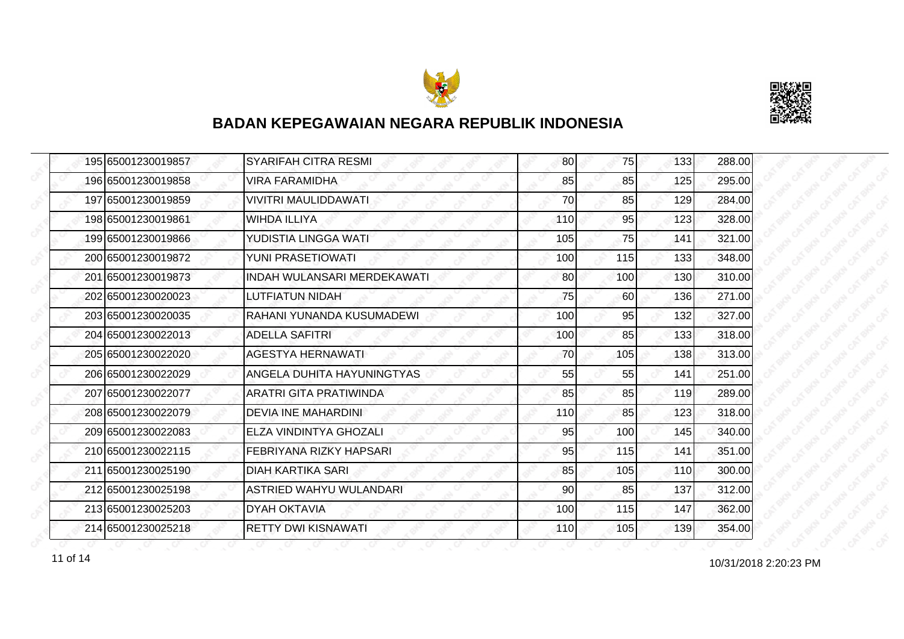## BADAN KEPEGAWAIAN NEGARA REPUBLIK INDONESIA

| | | | | | | |
|---|---|---|---|---|---|---|
| 195 | 65001230019857 | SYARIFAH CITRA RESMI | 80 | 75 | 133 | 288.00 |
| 196 | 65001230019858 | VIRA FARAMIDHA | 85 | 85 | 125 | 295.00 |
| 197 | 65001230019859 | VIVITRI MAULIDDAWATI | 70 | 85 | 129 | 284.00 |
| 198 | 65001230019861 | WIHDA ILLIYA | 110 | 95 | 123 | 328.00 |
| 199 | 65001230019866 | YUDISTIA LINGGA WATI | 105 | 75 | 141 | 321.00 |
| 200 | 65001230019872 | YUNI PRASETIOWATI | 100 | 115 | 133 | 348.00 |
| 201 | 65001230019873 | INDAH WULANSARI MERDEKAWATI | 80 | 100 | 130 | 310.00 |
| 202 | 65001230020023 | LUTFIATUN NIDAH | 75 | 60 | 136 | 271.00 |
| 203 | 65001230020035 | RAHANI YUNANDA KUSUMADEWI | 100 | 95 | 132 | 327.00 |
| 204 | 65001230022013 | ADELLA SAFITRI | 100 | 85 | 133 | 318.00 |
| 205 | 65001230022020 | AGESTYA HERNAWATI | 70 | 105 | 138 | 313.00 |
| 206 | 65001230022029 | ANGELA DUHITA HAYUNINGTYAS | 55 | 55 | 141 | 251.00 |
| 207 | 65001230022077 | ARATRI GITA PRATIWINDA | 85 | 85 | 119 | 289.00 |
| 208 | 65001230022079 | DEVIA INE MAHARDINI | 110 | 85 | 123 | 318.00 |
| 209 | 65001230022083 | ELZA VINDINTYA GHOZALI | 95 | 100 | 145 | 340.00 |
| 210 | 65001230022115 | FEBRIYANA RIZKY HAPSARI | 95 | 115 | 141 | 351.00 |
| 211 | 65001230025190 | DIAH KARTIKA SARI | 85 | 105 | 110 | 300.00 |
| 212 | 65001230025198 | ASTRIED WAHYU WULANDARI | 90 | 85 | 137 | 312.00 |
| 213 | 65001230025203 | DYAH OKTAVIA | 100 | 115 | 147 | 362.00 |
| 214 | 65001230025218 | RETTY DWI KISNAWATI | 110 | 105 | 139 | 354.00 |

10/31/2018 2:20:23 PM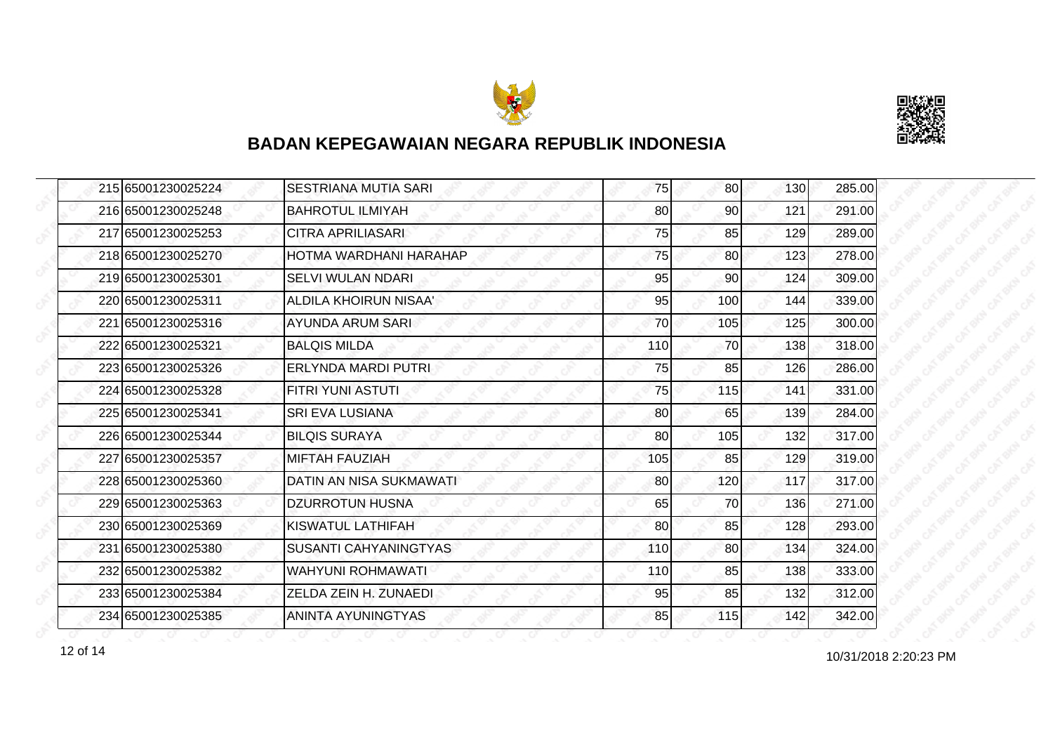## BADAN KEPEGAWAIAN NEGARA REPUBLIK INDONESIA

| | | | | | | |
|---|---|---|---|---|---|---|
| 215 | 65001230025224 | SESTRIANA MUTIA SARI | 75 | 80 | 130 | 285.00 |
| 216 | 65001230025248 | BAHROTUL ILMIYAH | 80 | 90 | 121 | 291.00 |
| 217 | 65001230025253 | CITRA APRILIASARI | 75 | 85 | 129 | 289.00 |
| 218 | 65001230025270 | HOTMA WARDHANI HARAHAP | 75 | 80 | 123 | 278.00 |
| 219 | 65001230025301 | SELVI WULAN NDARI | 95 | 90 | 124 | 309.00 |
| 220 | 65001230025311 | ALDILA KHOIRUN NISAA' | 95 | 100 | 144 | 339.00 |
| 221 | 65001230025316 | AYUNDA ARUM SARI | 70 | 105 | 125 | 300.00 |
| 222 | 65001230025321 | BALQIS MILDA | 110 | 70 | 138 | 318.00 |
| 223 | 65001230025326 | ERLYNDA MARDI PUTRI | 75 | 85 | 126 | 286.00 |
| 224 | 65001230025328 | FITRI YUNI ASTUTI | 75 | 115 | 141 | 331.00 |
| 225 | 65001230025341 | SRI EVA LUSIANA | 80 | 65 | 139 | 284.00 |
| 226 | 65001230025344 | BILQIS SURAYA | 80 | 105 | 132 | 317.00 |
| 227 | 65001230025357 | MIFTAH FAUZIAH | 105 | 85 | 129 | 319.00 |
| 228 | 65001230025360 | DATIN AN NISA SUKMAWATI | 80 | 120 | 117 | 317.00 |
| 229 | 65001230025363 | DZURROTUN HUSNA | 65 | 70 | 136 | 271.00 |
| 230 | 65001230025369 | KISWATUL LATHIFAH | 80 | 85 | 128 | 293.00 |
| 231 | 65001230025380 | SUSANTI CAHYANINGTYAS | 110 | 80 | 134 | 324.00 |
| 232 | 65001230025382 | WAHYUNI ROHMAWATI | 110 | 85 | 138 | 333.00 |
| 233 | 65001230025384 | ZELDA ZEIN H. ZUNAEDI | 95 | 85 | 132 | 312.00 |
| 234 | 65001230025385 | ANINTA AYUNINGTYAS | 85 | 115 | 142 | 342.00 |

10/31/2018 2:20:23 PM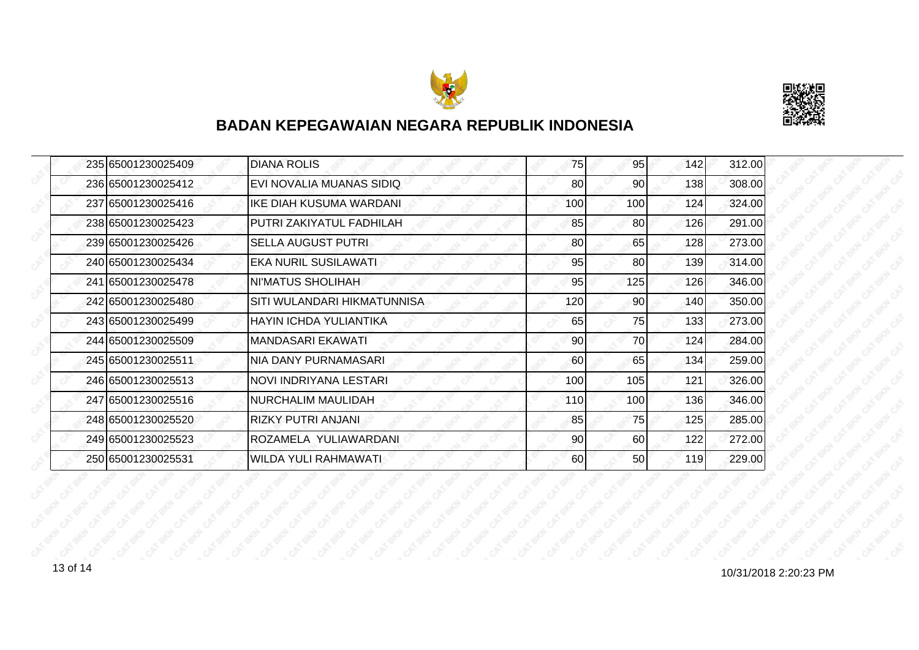## BADAN KEPEGAWAIAN NEGARA REPUBLIK INDONESIA

| | | | | | | |
|---|---|---|---|---|---|---|
| 235 | 65001230025409 | DIANA ROLIS | 75 | 95 | 142 | 312.00 |
| 236 | 65001230025412 | EVI NOVALIA MUANAS SIDIQ | 80 | 90 | 138 | 308.00 |
| 237 | 65001230025416 | IKE DIAH KUSUMA WARDANI | 100 | 100 | 124 | 324.00 |
| 238 | 65001230025423 | PUTRI ZAKIYATUL FADHILAH | 85 | 80 | 126 | 291.00 |
| 239 | 65001230025426 | SELLA AUGUST PUTRI | 80 | 65 | 128 | 273.00 |
| 240 | 65001230025434 | EKA NURIL SUSILAWATI | 95 | 80 | 139 | 314.00 |
| 241 | 65001230025478 | NI'MATUS SHOLIHAH | 95 | 125 | 126 | 346.00 |
| 242 | 65001230025480 | SITI WULANDARI HIKMATUNNISA | 120 | 90 | 140 | 350.00 |
| 243 | 65001230025499 | HAYIN ICHDA YULIANTIKA | 65 | 75 | 133 | 273.00 |
| 244 | 65001230025509 | MANDASARI EKAWATI | 90 | 70 | 124 | 284.00 |
| 245 | 65001230025511 | NIA DANY PURNAMASARI | 60 | 65 | 134 | 259.00 |
| 246 | 65001230025513 | NOVI INDRIYANA LESTARI | 100 | 105 | 121 | 326.00 |
| 247 | 65001230025516 | NURCHALIM MAULIDAH | 110 | 100 | 136 | 346.00 |
| 248 | 65001230025520 | RIZKY PUTRI ANJANI | 85 | 75 | 125 | 285.00 |
| 249 | 65001230025523 | ROZAMELA YULIAWARDANI | 90 | 60 | 122 | 272.00 |
| 250 | 65001230025531 | WILDA YULI RAHMAWATI | 60 | 50 | 119 | 229.00 |

10/31/2018 2:20:23 PM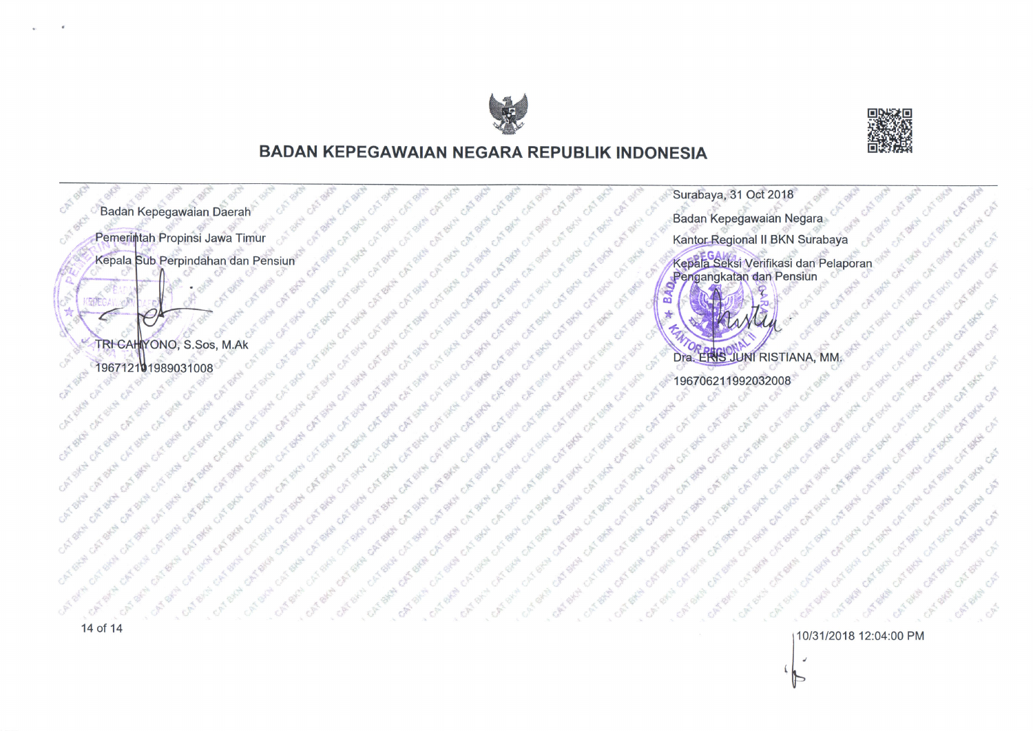## BADAN KEPEGAWAIAN NEGARA REPUBLIK INDONESIA

Surabaya, 31 Oct 2018

Badan Kepegawaian Daerah

Pemerintah Propinsi Jawa Timur

Kepala Sub Perpindahan dan Pensiun

TRI CAHYONO, S.Sos, M.Ak

196712101989031008

Badan Kepegawaian Negara

Kantor Regional II BKN Surabaya

Kepala Seksi Verifikasi dan Pelaporan Pengangkatan dan Pensiun

Dra. ERIS JUNI RISTIANA, MM.

196706211992032008

10/31/2018 12:04:00 PM